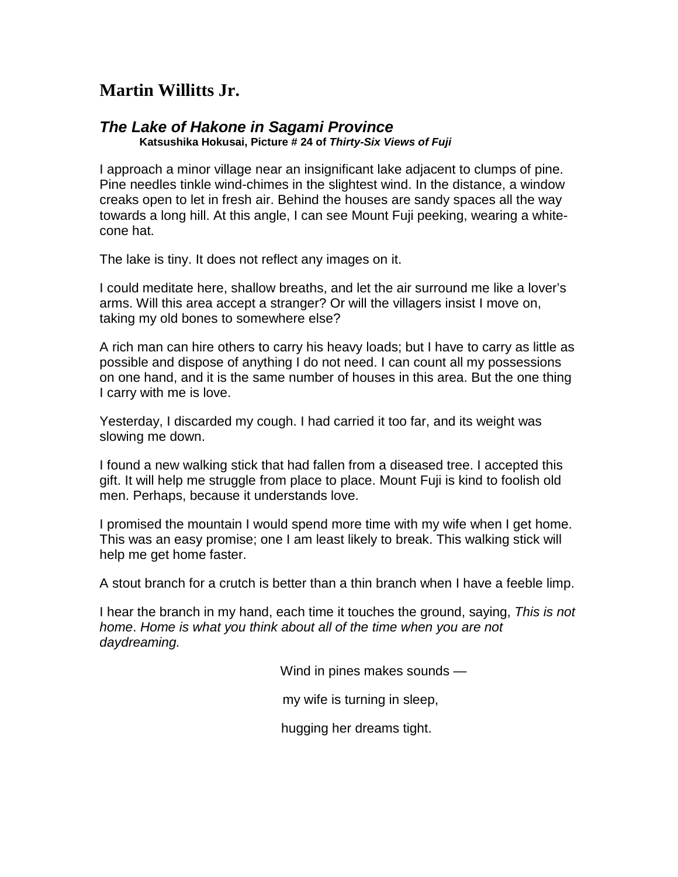# Martin Willitts Jr.

## *The Lake of Hakone in Sagami Province*

**Katsushika Hokusai, Picture # 24 of *Thirty-Six Views of Fuji***

I approach a minor village near an insignificant lake adjacent to clumps of pine. Pine needles tinkle wind-chimes in the slightest wind. In the distance, a window creaks open to let in fresh air. Behind the houses are sandy spaces all the way towards a long hill. At this angle, I can see Mount Fuji peeking, wearing a white-cone hat.

The lake is tiny. It does not reflect any images on it.

I could meditate here, shallow breaths, and let the air surround me like a lover's arms. Will this area accept a stranger? Or will the villagers insist I move on, taking my old bones to somewhere else?

A rich man can hire others to carry his heavy loads; but I have to carry as little as possible and dispose of anything I do not need. I can count all my possessions on one hand, and it is the same number of houses in this area. But the one thing I carry with me is love.

Yesterday, I discarded my cough. I had carried it too far, and its weight was slowing me down.

I found a new walking stick that had fallen from a diseased tree. I accepted this gift. It will help me struggle from place to place. Mount Fuji is kind to foolish old men. Perhaps, because it understands love.

I promised the mountain I would spend more time with my wife when I get home. This was an easy promise; one I am least likely to break. This walking stick will help me get home faster.

A stout branch for a crutch is better than a thin branch when I have a feeble limp.

I hear the branch in my hand, each time it touches the ground, saying, *This is not home*. *Home is what you think about all of the time when you are not daydreaming.*

Wind in pines makes sounds —

my wife is turning in sleep,

hugging her dreams tight.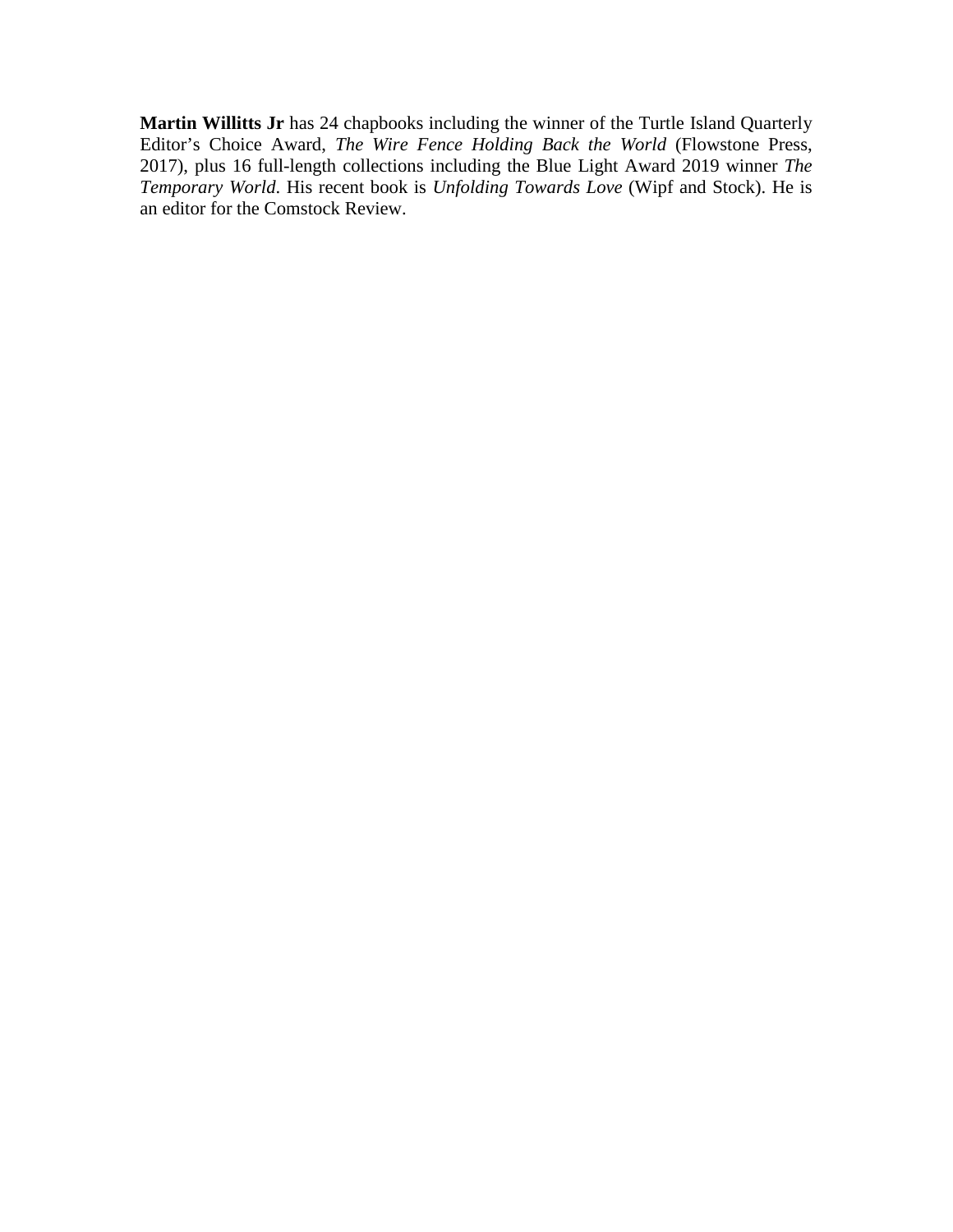**Martin Willitts Jr** has 24 chapbooks including the winner of the Turtle Island Quarterly Editor's Choice Award, *The Wire Fence Holding Back the World* (Flowstone Press, 2017), plus 16 full-length collections including the Blue Light Award 2019 winner *The Temporary World*. His recent book is *Unfolding Towards Love* (Wipf and Stock). He is an editor for the Comstock Review.